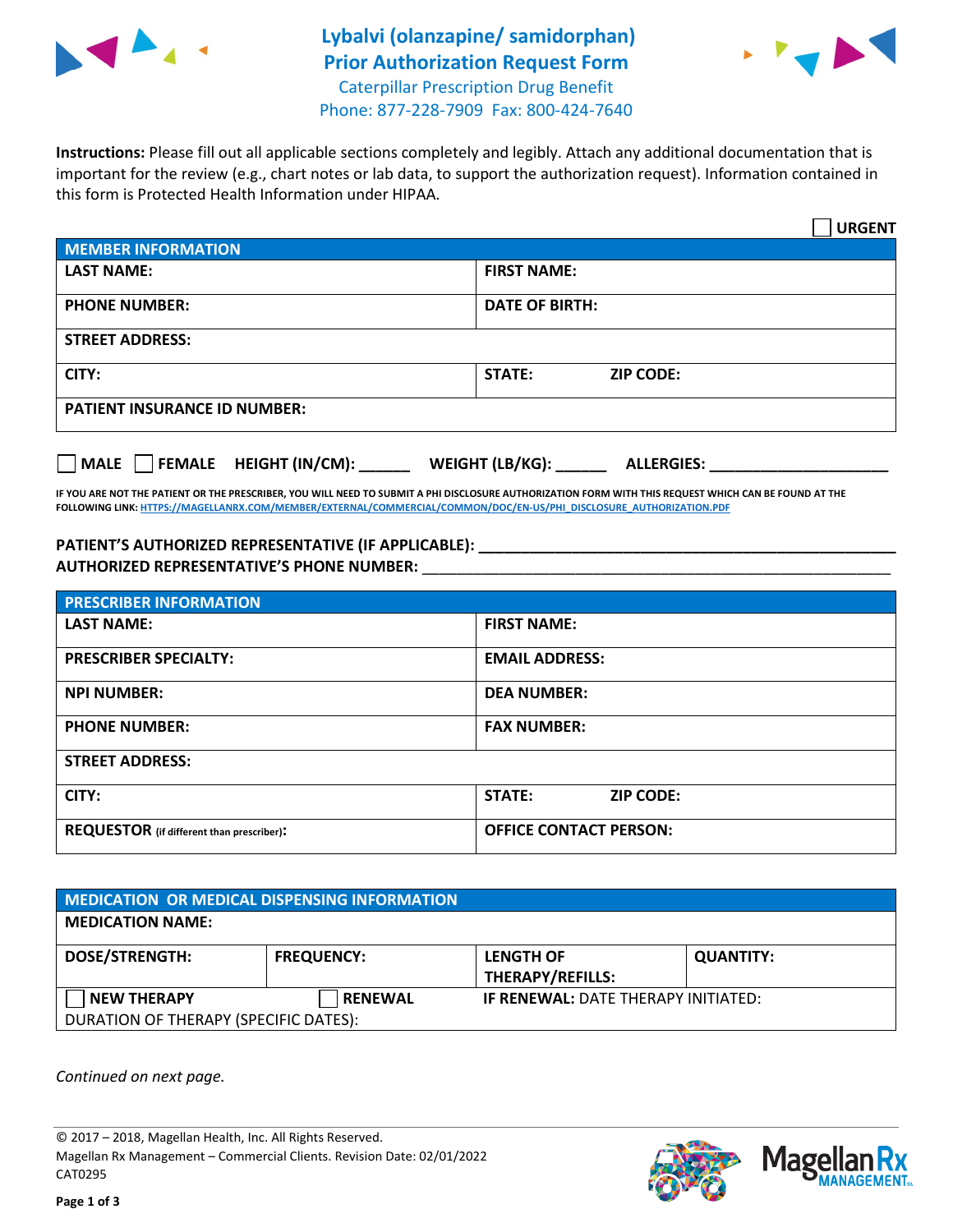# Lybalvi (olanzapine/ samidorphan) Prior Authorization Request Form

Caterpillar Prescription Drug Benefit
Phone: 877-228-7909 Fax: 800-424-7640

**Instructions:** Please fill out all applicable sections completely and legibly. Attach any additional documentation that is important for the review (e.g., chart notes or lab data, to support the authorization request). Information contained in this form is Protected Health Information under HIPAA.

☐ **URGENT**

| **MEMBER INFORMATION** | |
|---|---|
| **LAST NAME:** | **FIRST NAME:** |
| **PHONE NUMBER:** | **DATE OF BIRTH:** |
| **STREET ADDRESS:** | |
| **CITY:** | **STATE:** **ZIP CODE:** |
| **PATIENT INSURANCE ID NUMBER:** | |

☐ **MALE** ☐ **FEMALE** **HEIGHT (IN/CM):** ______ **WEIGHT (LB/KG):** ______ **ALLERGIES:** ____________________

**IF YOU ARE NOT THE PATIENT OR THE PRESCRIBER, YOU WILL NEED TO SUBMIT A PHI DISCLOSURE AUTHORIZATION FORM WITH THIS REQUEST WHICH CAN BE FOUND AT THE FOLLOWING LINK: HTTPS://MAGELLANRX.COM/MEMBER/EXTERNAL/COMMERCIAL/COMMON/DOC/EN-US/PHI_DISCLOSURE_AUTHORIZATION.PDF**

**PATIENT'S AUTHORIZED REPRESENTATIVE (IF APPLICABLE):** ____________________________________________

**AUTHORIZED REPRESENTATIVE'S PHONE NUMBER:** ____________________________________________

| **PRESCRIBER INFORMATION** | |
|---|---|
| **LAST NAME:** | **FIRST NAME:** |
| **PRESCRIBER SPECIALTY:** | **EMAIL ADDRESS:** |
| **NPI NUMBER:** | **DEA NUMBER:** |
| **PHONE NUMBER:** | **FAX NUMBER:** |
| **STREET ADDRESS:** | |
| **CITY:** | **STATE:** **ZIP CODE:** |
| **REQUESTOR** (if different than prescriber)**:** | **OFFICE CONTACT PERSON:** |

| **MEDICATION OR MEDICAL DISPENSING INFORMATION** | | | |
|---|---|---|---|
| **MEDICATION NAME:** | | | |
| **DOSE/STRENGTH:** | **FREQUENCY:** | **LENGTH OF THERAPY/REFILLS:** | **QUANTITY:** |
| ☐ **NEW THERAPY** | ☐ **RENEWAL** | **IF RENEWAL:** DATE THERAPY INITIATED: | |
| DURATION OF THERAPY (SPECIFIC DATES): | | | |

*Continued on next page.*

© 2017 – 2018, Magellan Health, Inc. All Rights Reserved.
Magellan Rx Management – Commercial Clients. Revision Date: 02/01/2022
CAT0295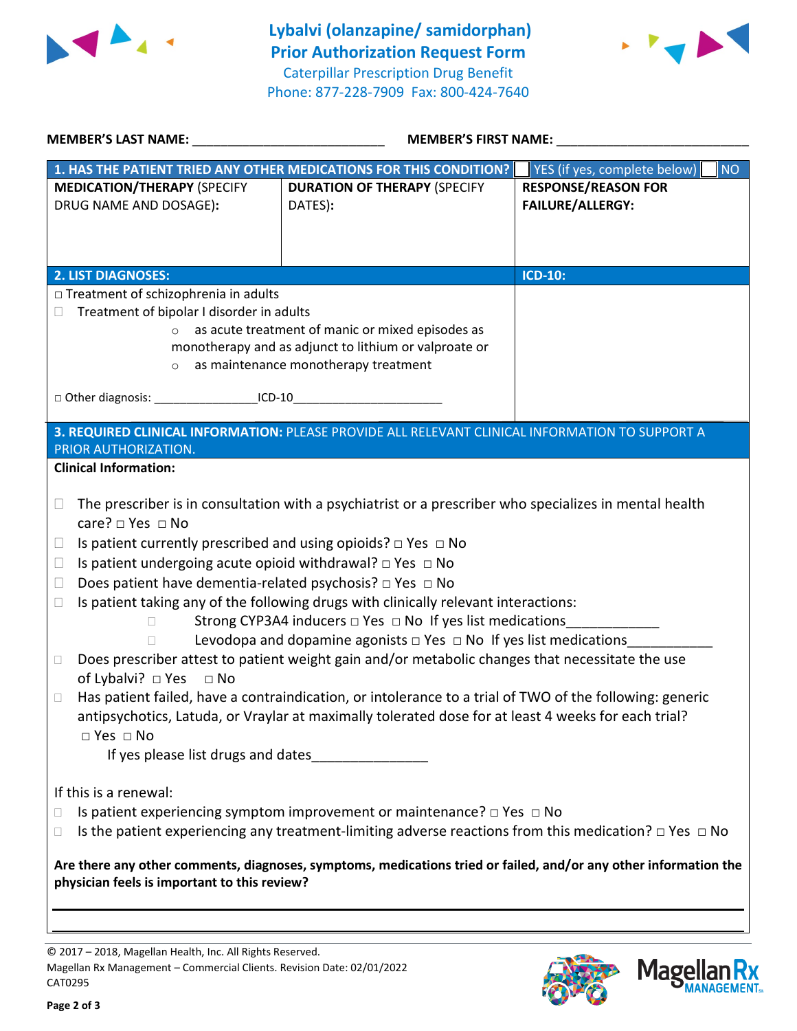# Lybalvi (olanzapine/ samidorphan) Prior Authorization Request Form

Caterpillar Prescription Drug Benefit
Phone: 877-228-7909 Fax: 800-424-7640

**MEMBER'S LAST NAME:** ___________________________ **MEMBER'S FIRST NAME:** ___________________________

| **1. HAS THE PATIENT TRIED ANY OTHER MEDICATIONS FOR THIS CONDITION?** | | ☐ YES (if yes, complete below) ☐ NO |
|---|---|---|
| **MEDICATION/THERAPY** (SPECIFY DRUG NAME AND DOSAGE): | **DURATION OF THERAPY** (SPECIFY DATES): | **RESPONSE/REASON FOR FAILURE/ALLERGY:** |
| | | |

| **2. LIST DIAGNOSES:** | **ICD-10:** |
|---|---|
| □ Treatment of schizophrenia in adults<br>☐ Treatment of bipolar I disorder in adults<br>○ as acute treatment of manic or mixed episodes as monotherapy and as adjunct to lithium or valproate or<br>○ as maintenance monotherapy treatment<br><br>□ Other diagnosis: _______________ICD-10______________________ | |

**3. REQUIRED CLINICAL INFORMATION:** PLEASE PROVIDE ALL RELEVANT CLINICAL INFORMATION TO SUPPORT A PRIOR AUTHORIZATION.

**Clinical Information:**

- ☐ The prescriber is in consultation with a psychiatrist or a prescriber who specializes in mental health care? □ Yes □ No
- ☐ Is patient currently prescribed and using opioids? □ Yes □ No
- ☐ Is patient undergoing acute opioid withdrawal? □ Yes □ No
- ☐ Does patient have dementia-related psychosis? □ Yes □ No
- ☐ Is patient taking any of the following drugs with clinically relevant interactions:
  - ☐ Strong CYP3A4 inducers □ Yes □ No If yes list medications____________
  - ☐ Levodopa and dopamine agonists □ Yes □ No If yes list medications___________
- ☐ Does prescriber attest to patient weight gain and/or metabolic changes that necessitate the use of Lybalvi? □ Yes □ No
- ☐ Has patient failed, have a contraindication, or intolerance to a trial of TWO of the following: generic antipsychotics, Latuda, or Vraylar at maximally tolerated dose for at least 4 weeks for each trial? □ Yes □ No

  If yes please list drugs and dates_______________

If this is a renewal:

- ☐ Is patient experiencing symptom improvement or maintenance? □ Yes □ No
- ☐ Is the patient experiencing any treatment-limiting adverse reactions from this medication? □ Yes □ No

**Are there any other comments, diagnoses, symptoms, medications tried or failed, and/or any other information the physician feels is important to this review?**

___________________________________________________________________________

___________________________________________________________________________

© 2017 – 2018, Magellan Health, Inc. All Rights Reserved.
Magellan Rx Management – Commercial Clients. Revision Date: 02/01/2022
CAT0295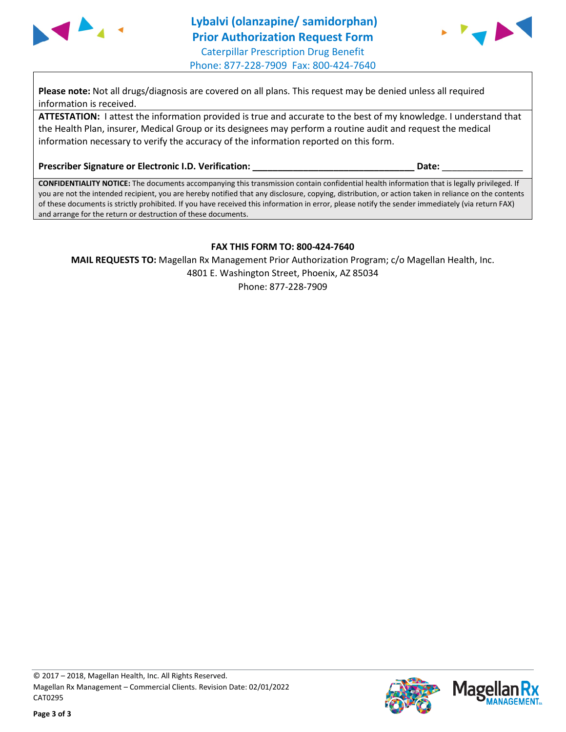**Please note:** Not all drugs/diagnosis are covered on all plans. This request may be denied unless all required information is received.

**ATTESTATION:** I attest the information provided is true and accurate to the best of my knowledge. I understand that the Health Plan, insurer, Medical Group or its designees may perform a routine audit and request the medical information necessary to verify the accuracy of the information reported on this form.

**Prescriber Signature or Electronic I.D. Verification: \_\_\_\_\_\_\_\_\_\_\_\_\_\_\_\_\_\_\_\_\_\_\_\_\_\_\_\_\_\_\_\_ Date:** \_\_\_\_\_\_\_\_\_\_\_\_\_\_\_\_

**CONFIDENTIALITY NOTICE:** The documents accompanying this transmission contain confidential health information that is legally privileged. If you are not the intended recipient, you are hereby notified that any disclosure, copying, distribution, or action taken in reliance on the contents of these documents is strictly prohibited. If you have received this information in error, please notify the sender immediately (via return FAX) and arrange for the return or destruction of these documents.

**FAX THIS FORM TO: 800-424-7640**

**MAIL REQUESTS TO:** Magellan Rx Management Prior Authorization Program; c/o Magellan Health, Inc.
4801 E. Washington Street, Phoenix, AZ 85034
Phone: 877-228-7909

© 2017 – 2018, Magellan Health, Inc. All Rights Reserved.
Magellan Rx Management – Commercial Clients. Revision Date: 02/01/2022
CAT0295